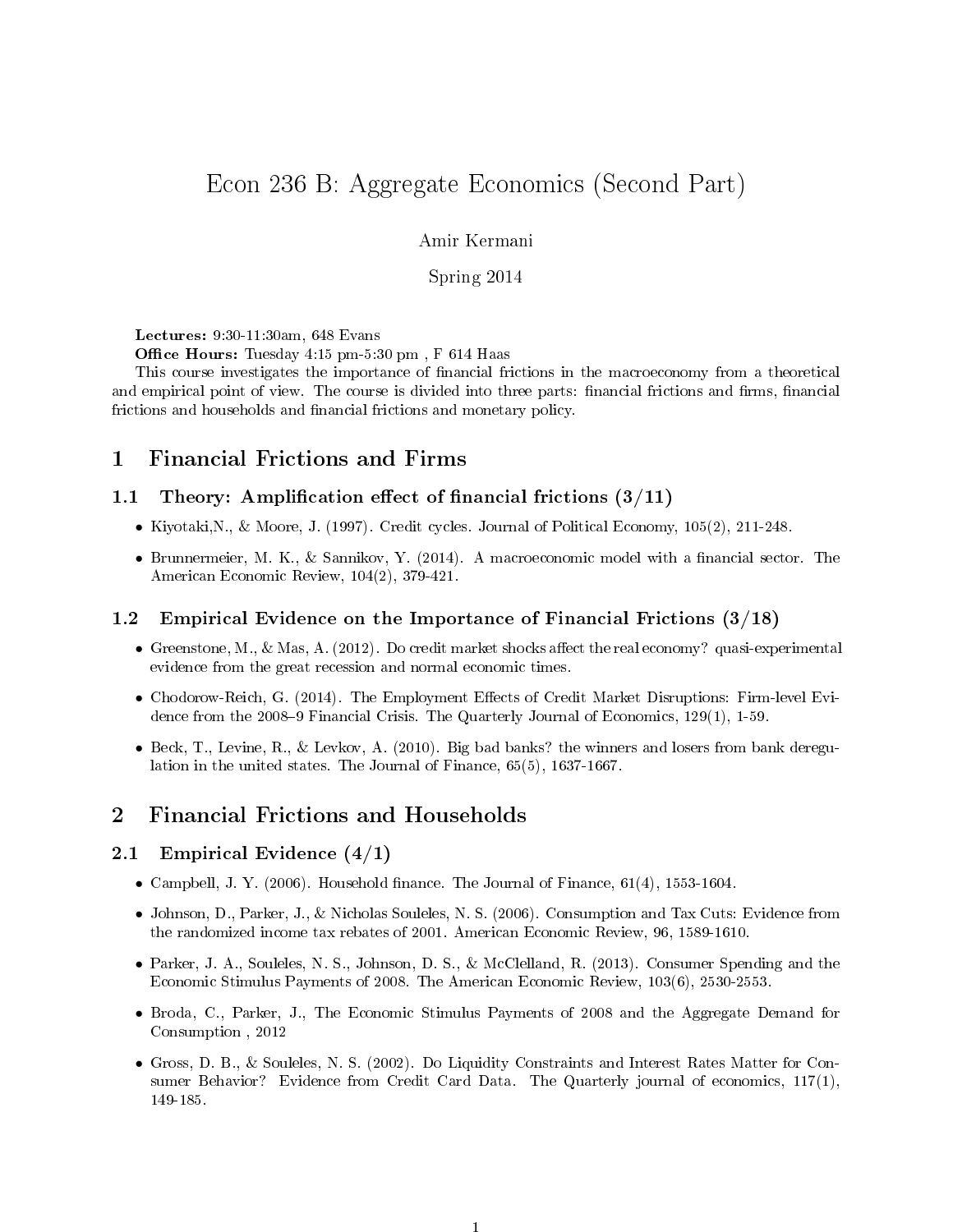# Econ 236 B: Aggregate Economics (Second Part)

Amir Kermani

Spring 2014

**Lectures:** 9:30-11:30am, 648 Evans

**Office Hours:** Tuesday 4:15 pm-5:30 pm , F 614 Haas

This course investigates the importance of financial frictions in the macroeconomy from a theoretical and empirical point of view. The course is divided into three parts: financial frictions and firms, financial frictions and households and financial frictions and monetary policy.

## 1 Financial Frictions and Firms

### 1.1 Theory: Amplification effect of financial frictions (3/11)

- Kiyotaki,N., & Moore, J. (1997). Credit cycles. Journal of Political Economy, 105(2), 211-248.
- Brunnermeier, M. K., & Sannikov, Y. (2014). A macroeconomic model with a financial sector. The American Economic Review, 104(2), 379-421.

### 1.2 Empirical Evidence on the Importance of Financial Frictions (3/18)

- Greenstone, M., & Mas, A. (2012). Do credit market shocks affect the real economy? quasi-experimental evidence from the great recession and normal economic times.
- Chodorow-Reich, G. (2014). The Employment Effects of Credit Market Disruptions: Firm-level Evidence from the 2008–9 Financial Crisis. The Quarterly Journal of Economics, 129(1), 1-59.
- Beck, T., Levine, R., & Levkov, A. (2010). Big bad banks? the winners and losers from bank deregulation in the united states. The Journal of Finance, 65(5), 1637-1667.

## 2 Financial Frictions and Households

### 2.1 Empirical Evidence (4/1)

- Campbell, J. Y. (2006). Household finance. The Journal of Finance, 61(4), 1553-1604.
- Johnson, D., Parker, J., & Nicholas Souleles, N. S. (2006). Consumption and Tax Cuts: Evidence from the randomized income tax rebates of 2001. American Economic Review, 96, 1589-1610.
- Parker, J. A., Souleles, N. S., Johnson, D. S., & McClelland, R. (2013). Consumer Spending and the Economic Stimulus Payments of 2008. The American Economic Review, 103(6), 2530-2553.
- Broda, C., Parker, J., The Economic Stimulus Payments of 2008 and the Aggregate Demand for Consumption , 2012
- Gross, D. B., & Souleles, N. S. (2002). Do Liquidity Constraints and Interest Rates Matter for Consumer Behavior? Evidence from Credit Card Data. The Quarterly journal of economics, 117(1), 149-185.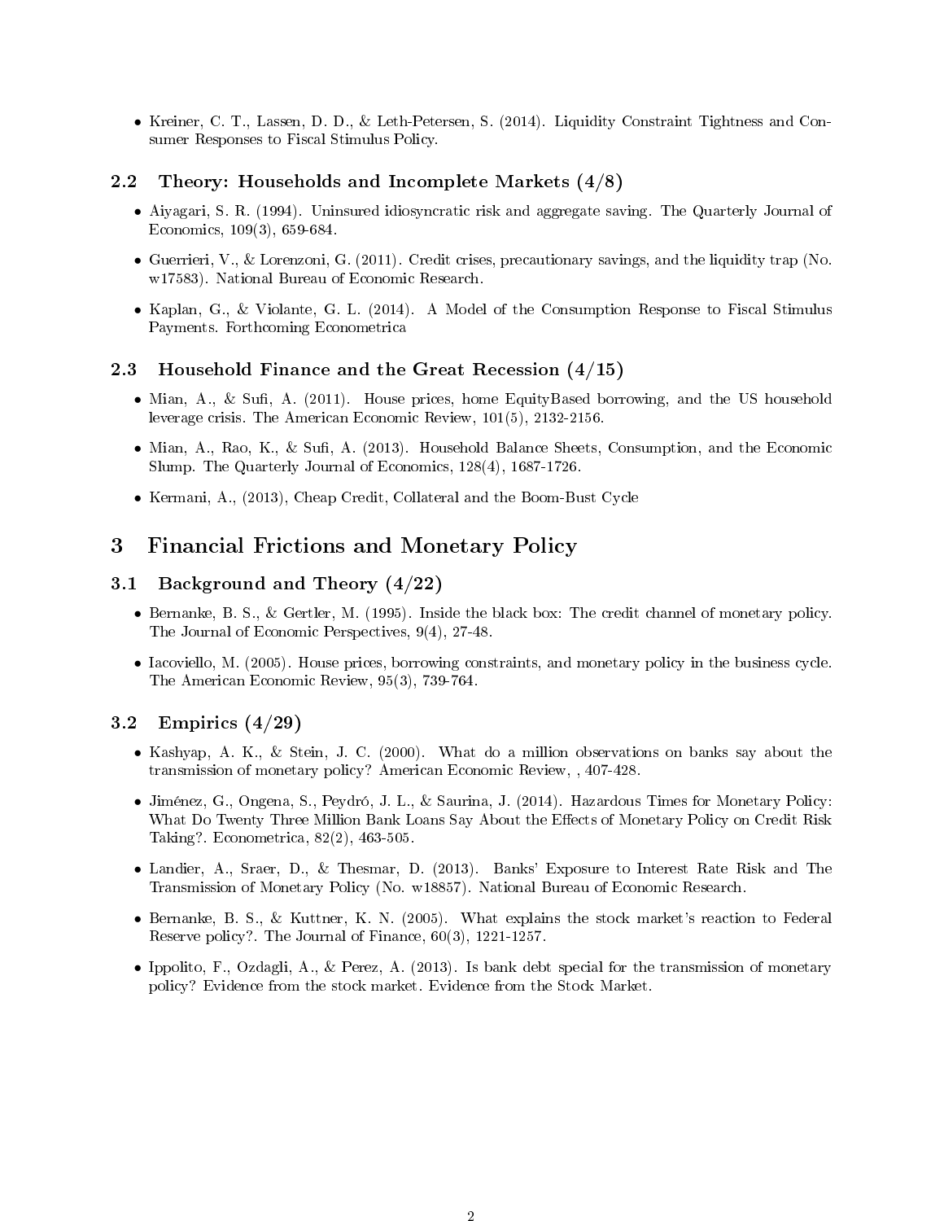- Kreiner, C. T., Lassen, D. D., & Leth-Petersen, S. (2014). Liquidity Constraint Tightness and Consumer Responses to Fiscal Stimulus Policy.

### 2.2 Theory: Households and Incomplete Markets (4/8)

- Aiyagari, S. R. (1994). Uninsured idiosyncratic risk and aggregate saving. The Quarterly Journal of Economics, 109(3), 659-684.
- Guerrieri, V., & Lorenzoni, G. (2011). Credit crises, precautionary savings, and the liquidity trap (No. w17583). National Bureau of Economic Research.
- Kaplan, G., & Violante, G. L. (2014). A Model of the Consumption Response to Fiscal Stimulus Payments. Forthcoming Econometrica

### 2.3 Household Finance and the Great Recession (4/15)

- Mian, A., & Sufi, A. (2011). House prices, home EquityBased borrowing, and the US household leverage crisis. The American Economic Review, 101(5), 2132-2156.
- Mian, A., Rao, K., & Sufi, A. (2013). Household Balance Sheets, Consumption, and the Economic Slump. The Quarterly Journal of Economics, 128(4), 1687-1726.
- Kermani, A., (2013), Cheap Credit, Collateral and the Boom-Bust Cycle

## 3 Financial Frictions and Monetary Policy

### 3.1 Background and Theory (4/22)

- Bernanke, B. S., & Gertler, M. (1995). Inside the black box: The credit channel of monetary policy. The Journal of Economic Perspectives, 9(4), 27-48.
- Iacoviello, M. (2005). House prices, borrowing constraints, and monetary policy in the business cycle. The American Economic Review, 95(3), 739-764.

### 3.2 Empirics (4/29)

- Kashyap, A. K., & Stein, J. C. (2000). What do a million observations on banks say about the transmission of monetary policy? American Economic Review, , 407-428.
- Jiménez, G., Ongena, S., Peydró, J. L., & Saurina, J. (2014). Hazardous Times for Monetary Policy: What Do Twenty Three Million Bank Loans Say About the Effects of Monetary Policy on Credit Risk Taking?. Econometrica, 82(2), 463-505.
- Landier, A., Sraer, D., & Thesmar, D. (2013). Banks' Exposure to Interest Rate Risk and The Transmission of Monetary Policy (No. w18857). National Bureau of Economic Research.
- Bernanke, B. S., & Kuttner, K. N. (2005). What explains the stock market's reaction to Federal Reserve policy?. The Journal of Finance, 60(3), 1221-1257.
- Ippolito, F., Ozdagli, A., & Perez, A. (2013). Is bank debt special for the transmission of monetary policy? Evidence from the stock market. Evidence from the Stock Market.